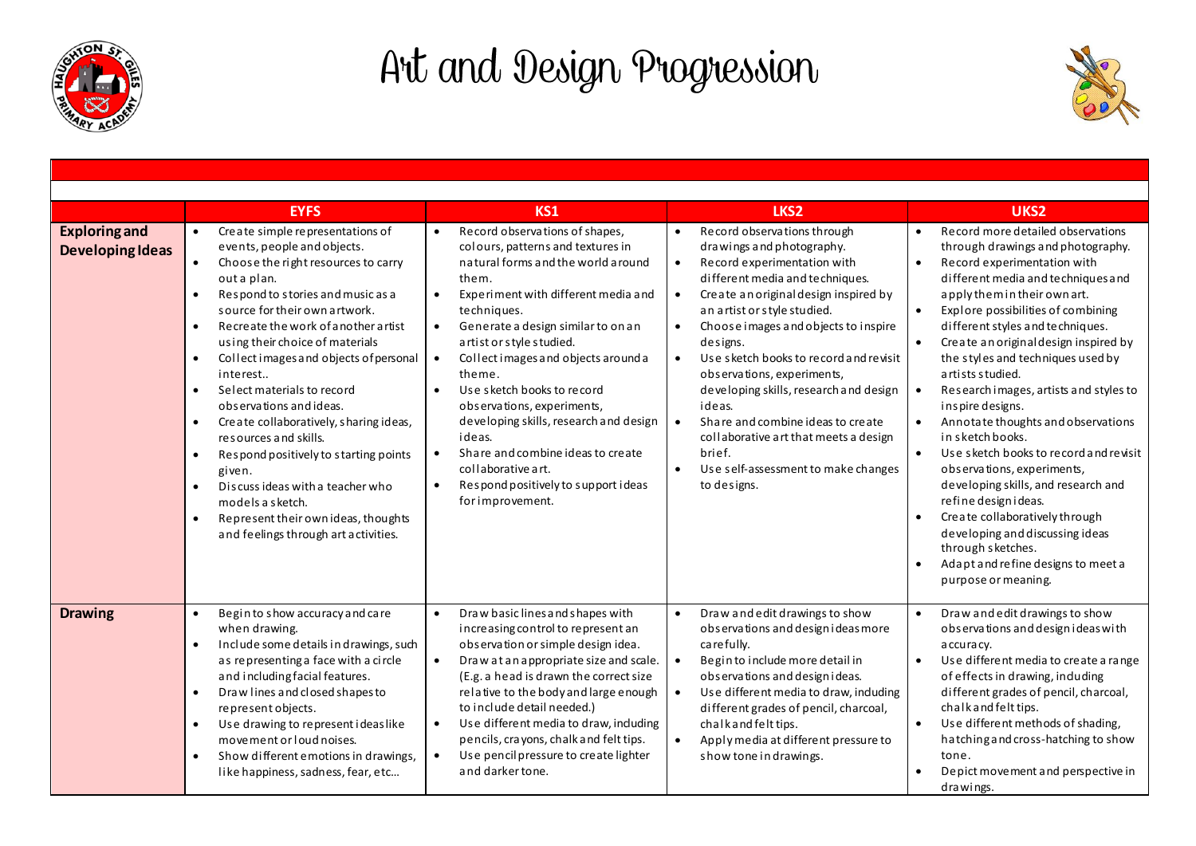# Art and Design Progression

| | EYFS | KS1 | LKS2 | UKS2 |
|---|---|---|---|---|
| **Exploring and Developing Ideas** | • Create simple representations of events, people and objects.<br>• Choose the right resources to carry out a plan.<br>• Respond to stories and music as a source for their own artwork.<br>• Recreate the work of another artist using their choice of materials<br>• Collect images and objects of personal interest..<br>• Select materials to record observations and ideas.<br>• Create collaboratively, sharing ideas, resources and skills.<br>• Respond positively to starting points given.<br>• Discuss ideas with a teacher who models a sketch.<br>• Represent their own ideas, thoughts and feelings through art activities. | • Record observations of shapes, colours, patterns and textures in natural forms and the world around them.<br>• Experiment with different media and techniques.<br>• Generate a design similar to on an artist or style studied.<br>• Collect images and objects around a theme.<br>• Use sketch books to record observations, experiments, developing skills, research and design ideas.<br>• Share and combine ideas to create collaborative art.<br>• Respond positively to support ideas for improvement. | • Record observations through drawings and photography.<br>• Record experimentation with different media and techniques.<br>• Create an original design inspired by an artist or style studied.<br>• Choose images and objects to inspire designs.<br>• Use sketch books to record and revisit observations, experiments, developing skills, research and design ideas.<br>• Share and combine ideas to create collaborative art that meets a design brief.<br>• Use self-assessment to make changes to designs. | • Record more detailed observations through drawings and photography.<br>• Record experimentation with different media and techniques and apply them in their own art.<br>• Explore possibilities of combining different styles and techniques.<br>• Create an original design inspired by the styles and techniques used by artists studied.<br>• Research images, artists and styles to inspire designs.<br>• Annotate thoughts and observations in sketch books.<br>• Use sketch books to record and revisit observations, experiments, developing skills, and research and refine design ideas.<br>• Create collaboratively through developing and discussing ideas through sketches.<br>• Adapt and refine designs to meet a purpose or meaning. |
| **Drawing** | • Begin to show accuracy and care when drawing.<br>• Include some details in drawings, such as representing a face with a circle and including facial features.<br>• Draw lines and closed shapes to represent objects.<br>• Use drawing to represent ideas like movement or loud noises.<br>• Show different emotions in drawings, like happiness, sadness, fear, etc… | • Draw basic lines and shapes with increasing control to represent an observation or simple design idea.<br>• Draw at an appropriate size and scale. (E.g. a head is drawn the correct size relative to the body and large enough to include detail needed.)<br>• Use different media to draw, including pencils, crayons, chalk and felt tips.<br>• Use pencil pressure to create lighter and darker tone. | • Draw and edit drawings to show observations and design ideas more carefully.<br>• Begin to include more detail in observations and design ideas.<br>• Use different media to draw, including different grades of pencil, charcoal, chalk and felt tips.<br>• Apply media at different pressure to show tone in drawings. | • Draw and edit drawings to show observations and design ideas with accuracy.<br>• Use different media to create a range of effects in drawing, including different grades of pencil, charcoal, chalk and felt tips.<br>• Use different methods of shading, hatching and cross-hatching to show tone.<br>• Depict movement and perspective in drawings. |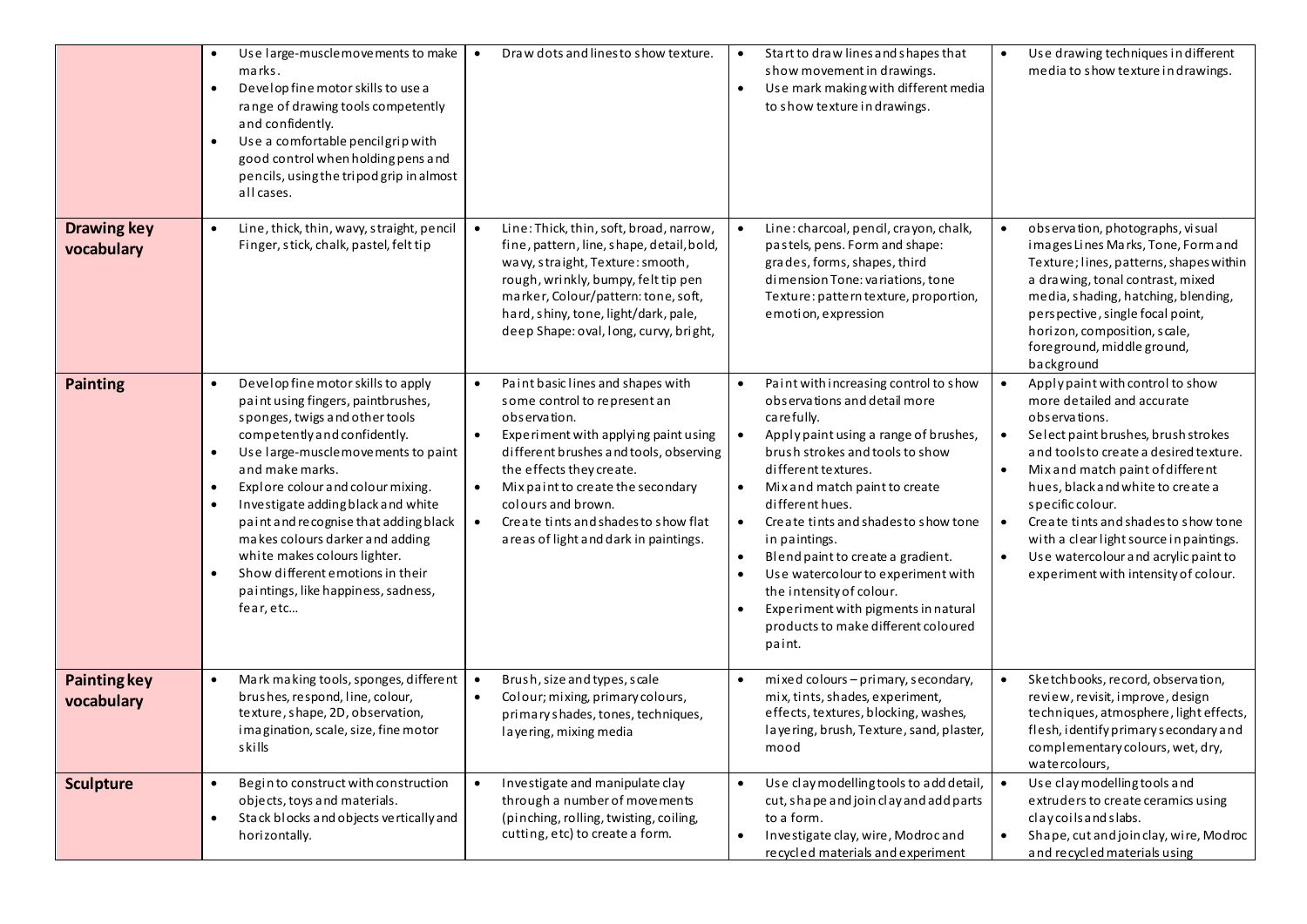|  |  |  |  |  |
|---|---|---|---|---|
|  | • Use large-muscle movements to make marks.<br>• Develop fine motor skills to use a range of drawing tools competently and confidently.<br>• Use a comfortable pencil grip with good control when holding pens and pencils, using the tripod grip in almost all cases. | • Draw dots and lines to show texture. | • Start to draw lines and shapes that show movement in drawings.<br>• Use mark making with different media to show texture in drawings. | • Use drawing techniques in different media to show texture in drawings. |
| **Drawing key vocabulary** | • Line, thick, thin, wavy, straight, pencil Finger, stick, chalk, pastel, felt tip | • Line: Thick, thin, soft, broad, narrow, fine, pattern, line, shape, detail, bold, wavy, straight, Texture: smooth, rough, wrinkly, bumpy, felt tip pen marker, Colour/pattern: tone, soft, hard, shiny, tone, light/dark, pale, deep Shape: oval, long, curvy, bright, | • Line: charcoal, pencil, crayon, chalk, pastels, pens. Form and shape: grades, forms, shapes, third dimension Tone: variations, tone Texture: pattern texture, proportion, emotion, expression | • observation, photographs, visual images Lines Marks, Tone, Form and Texture; lines, patterns, shapes within a drawing, tonal contrast, mixed media, shading, hatching, blending, perspective, single focal point, horizon, composition, scale, foreground, middle ground, background |
| **Painting** | • Develop fine motor skills to apply paint using fingers, paintbrushes, sponges, twigs and other tools competently and confidently.<br>• Use large-muscle movements to paint and make marks.<br>• Explore colour and colour mixing.<br>• Investigate adding black and white paint and recognise that adding black makes colours darker and adding white makes colours lighter.<br>• Show different emotions in their paintings, like happiness, sadness, fear, etc… | • Paint basic lines and shapes with some control to represent an observation.<br>• Experiment with applying paint using different brushes and tools, observing the effects they create.<br>• Mix paint to create the secondary colours and brown.<br>• Create tints and shades to show flat areas of light and dark in paintings. | • Paint with increasing control to show observations and detail more carefully.<br>• Apply paint using a range of brushes, brush strokes and tools to show different textures.<br>• Mix and match paint to create different hues.<br>• Create tints and shades to show tone in paintings.<br>• Blend paint to create a gradient.<br>• Use watercolour to experiment with the intensity of colour.<br>• Experiment with pigments in natural products to make different coloured paint. | • Apply paint with control to show more detailed and accurate observations.<br>• Select paint brushes, brush strokes and tools to create a desired texture.<br>• Mix and match paint of different hues, black and white to create a specific colour.<br>• Create tints and shades to show tone with a clear light source in paintings.<br>• Use watercolour and acrylic paint to experiment with intensity of colour. |
| **Painting key vocabulary** | • Mark making tools, sponges, different brushes, respond, line, colour, texture, shape, 2D, observation, imagination, scale, size, fine motor skills | • Brush, size and types, scale<br>• Colour; mixing, primary colours, primary shades, tones, techniques, layering, mixing media | • mixed colours – primary, secondary, mix, tints, shades, experiment, effects, textures, blocking, washes, layering, brush, Texture, sand, plaster, mood | • Sketchbooks, record, observation, review, revisit, improve, design techniques, atmosphere, light effects, flesh, identify primary secondary and complementary colours, wet, dry, watercolours, |
| **Sculpture** | • Begin to construct with construction objects, toys and materials.<br>• Stack blocks and objects vertically and horizontally. | • Investigate and manipulate clay through a number of movements (pinching, rolling, twisting, coiling, cutting, etc) to create a form. | • Use clay modelling tools to add detail, cut, shape and join clay and add parts to a form.<br>• Investigate clay, wire, Modroc and recycled materials and experiment | • Use clay modelling tools and extruders to create ceramics using clay coils and slabs.<br>• Shape, cut and join clay, wire, Modroc and recycled materials using |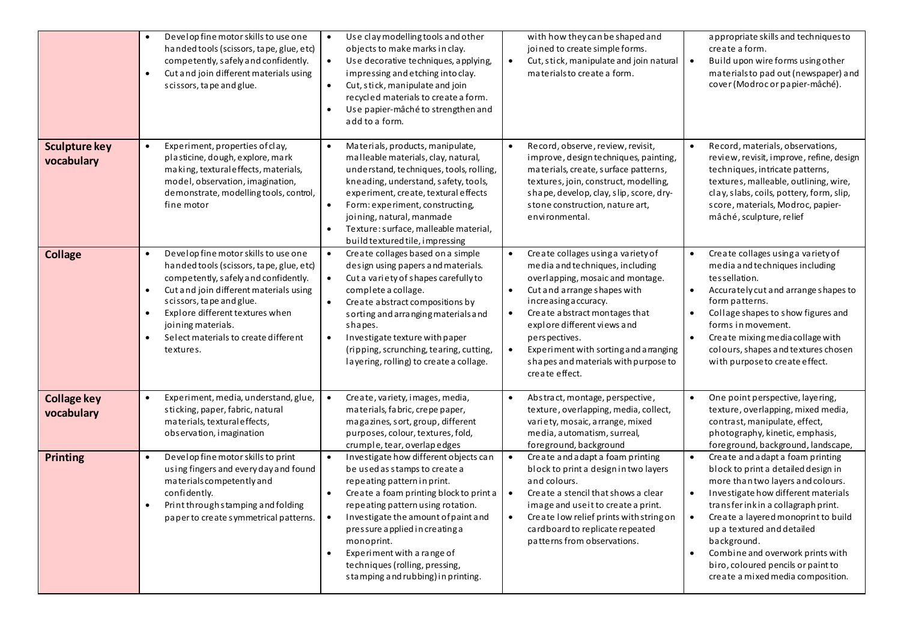| | | | | |
|---|---|---|---|---|
| | • Develop fine motor skills to use one handed tools (scissors, tape, glue, etc) competently, safely and confidently.<br>• Cut and join different materials using scissors, tape and glue. | • Use clay modelling tools and other objects to make marks in clay.<br>• Use decorative techniques, applying, impressing and etching into clay.<br>• Cut, stick, manipulate and join recycled materials to create a form.<br>• Use papier-mâché to strengthen and add to a form. | with how they can be shaped and joined to create simple forms.<br>• Cut, stick, manipulate and join natural materials to create a form. | appropriate skills and techniques to create a form.<br>• Build upon wire forms using other materials to pad out (newspaper) and cover (Modroc or papier-mâché). |
| **Sculpture key vocabulary** | • Experiment, properties of clay, plasticine, dough, explore, mark making, textural effects, materials, model, observation, imagination, demonstrate, modelling tools, control, fine motor | • Materials, products, manipulate, malleable materials, clay, natural, understand, techniques, tools, rolling, kneading, understand, safety, tools, experiment, create, textural effects<br>• Form: experiment, constructing, joining, natural, manmade<br>• Texture: surface, malleable material, build textured tile, impressing | • Record, observe, review, revisit, improve, design techniques, painting, materials, create, surface patterns, textures, join, construct, modelling, shape, develop, clay, slip, score, dry-stone construction, nature art, environmental. | • Record, materials, observations, review, revisit, improve, refine, design techniques, intricate patterns, textures, malleable, outlining, wire, clay, slabs, coils, pottery, form, slip, score, materials, Modroc, papier-mâché, sculpture, relief |
| **Collage** | • Develop fine motor skills to use one handed tools (scissors, tape, glue, etc) competently, safely and confidently.<br>• Cut and join different materials using scissors, tape and glue.<br>• Explore different textures when joining materials.<br>• Select materials to create different textures. | • Create collages based on a simple design using papers and materials.<br>• Cut a variety of shapes carefully to complete a collage.<br>• Create abstract compositions by sorting and arranging materials and shapes.<br>• Investigate texture with paper (ripping, scrunching, tearing, cutting, layering, rolling) to create a collage. | • Create collages using a variety of media and techniques, including overlapping, mosaic and montage.<br>• Cut and arrange shapes with increasing accuracy.<br>• Create abstract montages that explore different views and perspectives.<br>• Experiment with sorting and arranging shapes and materials with purpose to create effect. | • Create collages using a variety of media and techniques including tessellation.<br>• Accurately cut and arrange shapes to form patterns.<br>• Collage shapes to show figures and forms in movement.<br>• Create mixing media collage with colours, shapes and textures chosen with purpose to create effect. |
| **Collage key vocabulary** | • Experiment, media, understand, glue, sticking, paper, fabric, natural materials, textural effects, observation, imagination | • Create, variety, images, media, materials, fabric, crepe paper, magazines, sort, group, different purposes, colour, textures, fold, crumple, tear, overlap edges | • Abstract, montage, perspective, texture, overlapping, media, collect, variety, mosaic, arrange, mixed media, automatism, surreal, foreground, background | • One point perspective, layering, texture, overlapping, mixed media, contrast, manipulate, effect, photography, kinetic, emphasis, foreground, background, landscape, |
| **Printing** | • Develop fine motor skills to print using fingers and every day and found materials competently and confidently.<br>• Print through stamping and folding paper to create symmetrical patterns. | • Investigate how different objects can be used as stamps to create a repeating pattern in print.<br>• Create a foam printing block to print a repeating pattern using rotation.<br>• Investigate the amount of paint and pressure applied in creating a monoprint.<br>• Experiment with a range of techniques (rolling, pressing, stamping and rubbing) in printing. | • Create and adapt a foam printing block to print a design in two layers and colours.<br>• Create a stencil that shows a clear image and use it to create a print.<br>• Create low relief prints with string on cardboard to replicate repeated patterns from observations. | • Create and adapt a foam printing block to print a detailed design in more than two layers and colours.<br>• Investigate how different materials transfer ink in a collagraph print.<br>• Create a layered monoprint to build up a textured and detailed background.<br>• Combine and overwork prints with biro, coloured pencils or paint to create a mixed media composition. |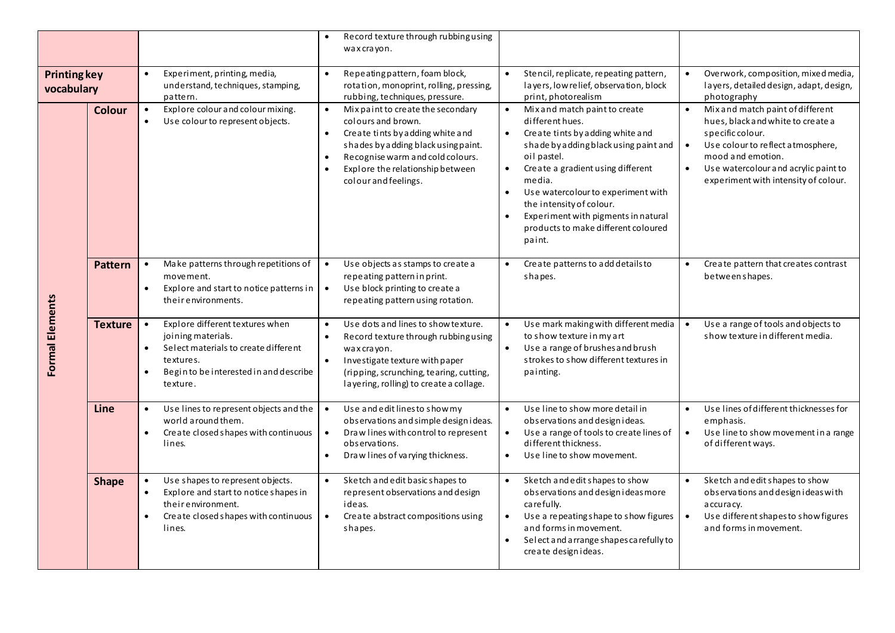| | | | | | |
|---|---|---|---|---|---|
| | | | • Record texture through rubbing using wax crayon. | | |
| **Printing key vocabulary** | | • Experiment, printing, media, understand, techniques, stamping, pattern. | • Repeating pattern, foam block, rotation, monoprint, rolling, pressing, rubbing, techniques, pressure. | • Stencil, replicate, repeating pattern, layers, low relief, observation, block print, photorealism | • Overwork, composition, mixed media, layers, detailed design, adapt, design, photography |
| **Formal Elements** | **Colour** | • Explore colour and colour mixing.<br>• Use colour to represent objects. | • Mix paint to create the secondary colours and brown.<br>• Create tints by adding white and shades by adding black using paint.<br>• Recognise warm and cold colours.<br>• Explore the relationship between colour and feelings. | • Mix and match paint to create different hues.<br>• Create tints by adding white and shade by adding black using paint and oil pastel.<br>• Create a gradient using different media.<br>• Use watercolour to experiment with the intensity of colour.<br>• Experiment with pigments in natural products to make different coloured paint. | • Mix and match paint of different hues, black and white to create a specific colour.<br>• Use colour to reflect atmosphere, mood and emotion.<br>• Use watercolour and acrylic paint to experiment with intensity of colour. |
| | **Pattern** | • Make patterns through repetitions of movement.<br>• Explore and start to notice patterns in their environments. | • Use objects as stamps to create a repeating pattern in print.<br>• Use block printing to create a repeating pattern using rotation. | • Create patterns to add details to shapes. | • Create pattern that creates contrast between shapes. |
| | **Texture** | • Explore different textures when joining materials.<br>• Select materials to create different textures.<br>• Begin to be interested in and describe texture. | • Use dots and lines to show texture.<br>• Record texture through rubbing using wax crayon.<br>• Investigate texture with paper (ripping, scrunching, tearing, cutting, layering, rolling) to create a collage. | • Use mark making with different media to show texture in my art<br>• Use a range of brushes and brush strokes to show different textures in painting. | • Use a range of tools and objects to show texture in different media. |
| | **Line** | • Use lines to represent objects and the world around them.<br>• Create closed shapes with continuous lines. | • Use and edit lines to show my observations and simple design ideas.<br>• Draw lines with control to represent observations.<br>• Draw lines of varying thickness. | • Use line to show more detail in observations and design ideas.<br>• Use a range of tools to create lines of different thickness.<br>• Use line to show movement. | • Use lines of different thicknesses for emphasis.<br>• Use line to show movement in a range of different ways. |
| | **Shape** | • Use shapes to represent objects.<br>• Explore and start to notice shapes in their environment.<br>• Create closed shapes with continuous lines. | • Sketch and edit basic shapes to represent observations and design ideas.<br>• Create abstract compositions using shapes. | • Sketch and edit shapes to show observations and design ideas more carefully.<br>• Use a repeating shape to show figures and forms in movement.<br>• Select and arrange shapes carefully to create design ideas. | • Sketch and edit shapes to show observations and design ideas with accuracy.<br>• Use different shapes to show figures and forms in movement. |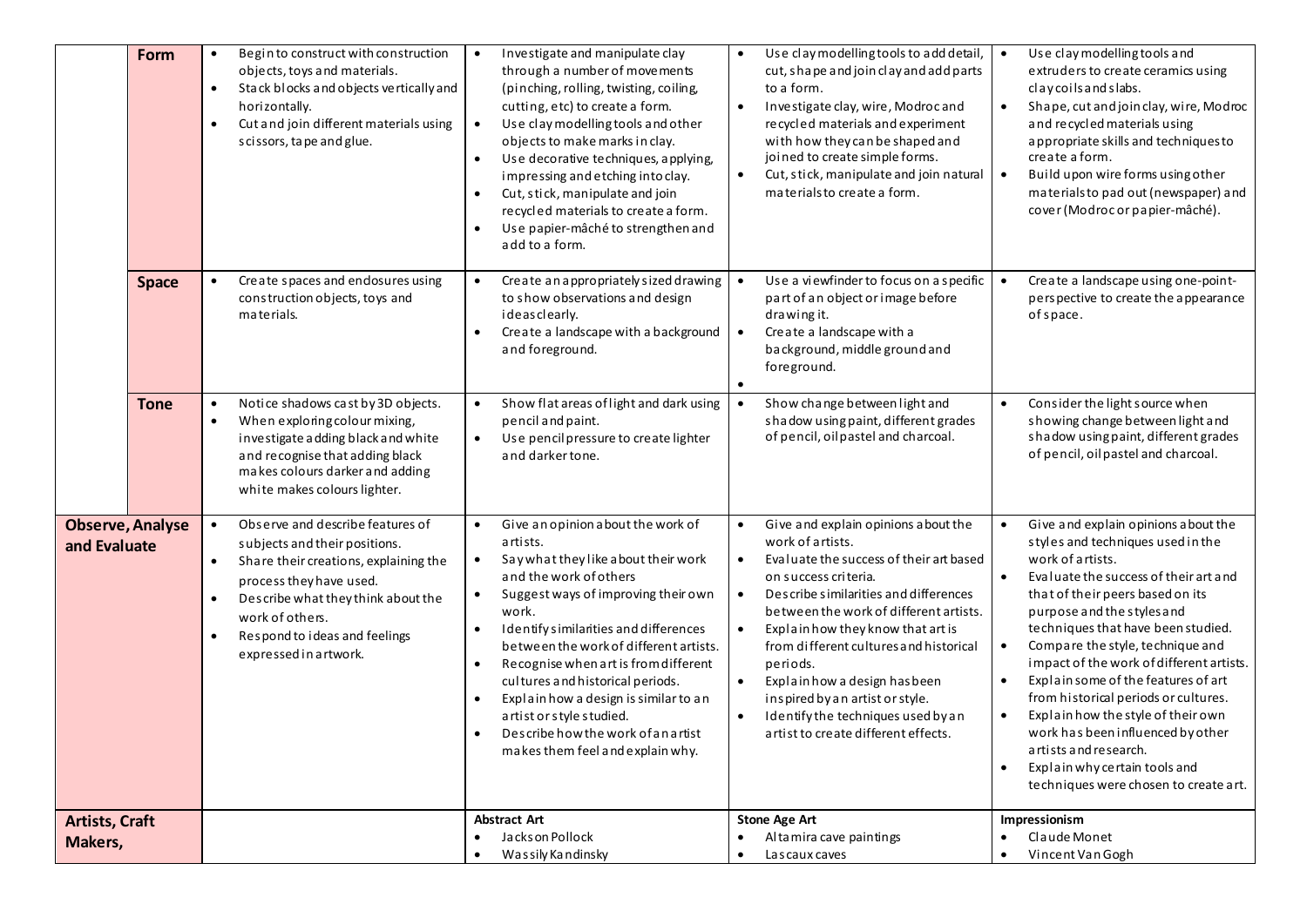| | | | | | |
|---|---|---|---|---|---|
| | **Form** | • Begin to construct with construction objects, toys and materials.<br>• Stack blocks and objects vertically and horizontally.<br>• Cut and join different materials using scissors, tape and glue. | • Investigate and manipulate clay through a number of movements (pinching, rolling, twisting, coiling, cutting, etc) to create a form.<br>• Use clay modelling tools and other objects to make marks in clay.<br>• Use decorative techniques, applying, impressing and etching into clay.<br>• Cut, stick, manipulate and join recycled materials to create a form.<br>• Use papier-mâché to strengthen and add to a form. | • Use clay modelling tools to add detail, cut, shape and join clay and add parts to a form.<br>• Investigate clay, wire, Modroc and recycled materials and experiment with how they can be shaped and joined to create simple forms.<br>• Cut, stick, manipulate and join natural materials to create a form. | • Use clay modelling tools and extruders to create ceramics using clay coils and slabs.<br>• Shape, cut and join clay, wire, Modroc and recycled materials using appropriate skills and techniques to create a form.<br>• Build upon wire forms using other materials to pad out (newspaper) and cover (Modroc or papier-mâché). |
| | **Space** | • Create spaces and enclosures using construction objects, toys and materials. | • Create an appropriately sized drawing to show observations and design ideas clearly.<br>• Create a landscape with a background and foreground. | • Use a viewfinder to focus on a specific part of an object or image before drawing it.<br>• Create a landscape with a background, middle ground and foreground.<br>• | • Create a landscape using one-point-perspective to create the appearance of space. |
| | **Tone** | • Notice shadows cast by 3D objects.<br>• When exploring colour mixing, investigate adding black and white and recognise that adding black makes colours darker and adding white makes colours lighter. | • Show flat areas of light and dark using pencil and paint.<br>• Use pencil pressure to create lighter and darker tone. | • Show change between light and shadow using paint, different grades of pencil, oil pastel and charcoal. | • Consider the light source when showing change between light and shadow using paint, different grades of pencil, oil pastel and charcoal. |
| **Observe, Analyse and Evaluate** | | • Observe and describe features of subjects and their positions.<br>• Share their creations, explaining the process they have used.<br>• Describe what they think about the work of others.<br>• Respond to ideas and feelings expressed in artwork. | • Give an opinion about the work of artists.<br>• Say what they like about their work and the work of others<br>• Suggest ways of improving their own work.<br>• Identify similarities and differences between the work of different artists.<br>• Recognise when art is from different cultures and historical periods.<br>• Explain how a design is similar to an artist or style studied.<br>• Describe how the work of an artist makes them feel and explain why. | • Give and explain opinions about the work of artists.<br>• Evaluate the success of their art based on success criteria.<br>• Describe similarities and differences between the work of different artists.<br>• Explain how they know that art is from different cultures and historical periods.<br>• Explain how a design has been inspired by an artist or style.<br>• Identify the techniques used by an artist to create different effects. | • Give and explain opinions about the styles and techniques used in the work of artists.<br>• Evaluate the success of their art and that of their peers based on its purpose and the styles and techniques that have been studied.<br>• Compare the style, technique and impact of the work of different artists.<br>• Explain some of the features of art from historical periods or cultures.<br>• Explain how the style of their own work has been influenced by other artists and research.<br>• Explain why certain tools and techniques were chosen to create art. |
| **Artists, Craft Makers,** | | | **Abstract Art**<br>• Jackson Pollock<br>• Wassily Kandinsky | **Stone Age Art**<br>• Altamira cave paintings<br>• Lascaux caves | **Impressionism**<br>• Claude Monet<br>• Vincent Van Gogh |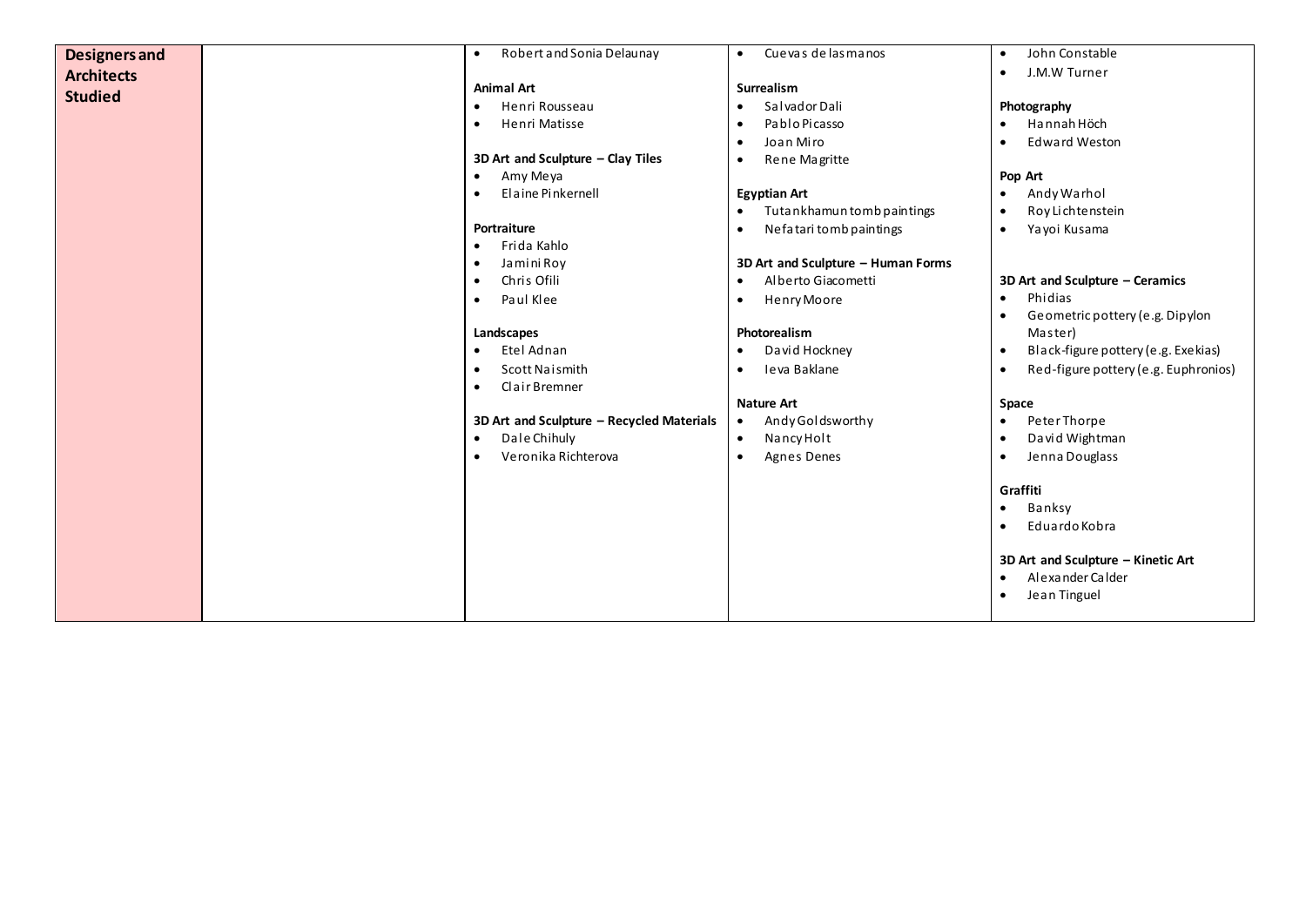| | | | | |
|---|---|---|---|---|
| **Designers and Architects Studied** | | • Robert and Sonia Delaunay<br><br>**Animal Art**<br>• Henri Rousseau<br>• Henri Matisse<br><br>**3D Art and Sculpture – Clay Tiles**<br>• Amy Meya<br>• Elaine Pinkernell<br><br>**Portraiture**<br>• Frida Kahlo<br>• Jamini Roy<br>• Chris Ofili<br>• Paul Klee<br><br>**Landscapes**<br>• Etel Adnan<br>• Scott Naismith<br>• Clair Bremner<br><br>**3D Art and Sculpture – Recycled Materials**<br>• Dale Chihuly<br>• Veronika Richterova | • Cuevas de las manos<br><br>**Surrealism**<br>• Salvador Dali<br>• Pablo Picasso<br>• Joan Miro<br>• Rene Magritte<br><br>**Egyptian Art**<br>• Tutankhamun tomb paintings<br>• Nefatari tomb paintings<br><br>**3D Art and Sculpture – Human Forms**<br>• Alberto Giacometti<br>• Henry Moore<br><br>**Photorealism**<br>• David Hockney<br>• Ieva Baklane<br><br>**Nature Art**<br>• Andy Goldsworthy<br>• Nancy Holt<br>• Agnes Denes | • John Constable<br>• J.M.W Turner<br><br>**Photography**<br>• Hannah Höch<br>• Edward Weston<br><br>**Pop Art**<br>• Andy Warhol<br>• Roy Lichtenstein<br>• Yayoi Kusama<br><br>**3D Art and Sculpture – Ceramics**<br>• Phidias<br>• Geometric pottery (e.g. Dipylon Master)<br>• Black-figure pottery (e.g. Exekias)<br>• Red-figure pottery (e.g. Euphronios)<br><br>**Space**<br>• Peter Thorpe<br>• David Wightman<br>• Jenna Douglass<br><br>**Graffiti**<br>• Banksy<br>• Eduardo Kobra<br><br>**3D Art and Sculpture – Kinetic Art**<br>• Alexander Calder<br>• Jean Tinguel |